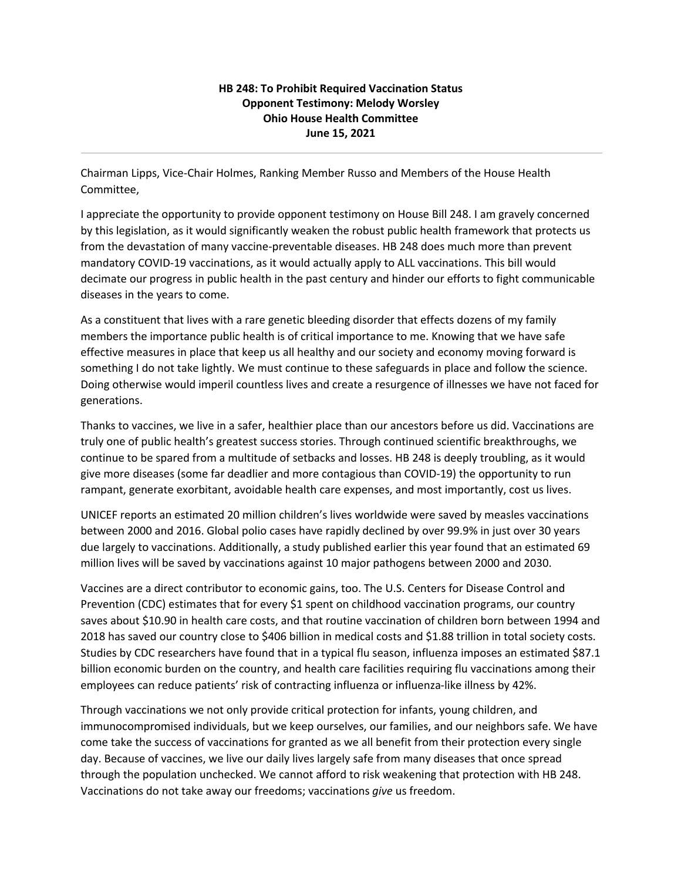**HB 248: To Prohibit Required Vaccination Status**
**Opponent Testimony: Melody Worsley**
**Ohio House Health Committee**
**June 15, 2021**

---

Chairman Lipps, Vice-Chair Holmes, Ranking Member Russo and Members of the House Health Committee,

I appreciate the opportunity to provide opponent testimony on House Bill 248. I am gravely concerned by this legislation, as it would significantly weaken the robust public health framework that protects us from the devastation of many vaccine-preventable diseases. HB 248 does much more than prevent mandatory COVID-19 vaccinations, as it would actually apply to ALL vaccinations. This bill would decimate our progress in public health in the past century and hinder our efforts to fight communicable diseases in the years to come.

As a constituent that lives with a rare genetic bleeding disorder that effects dozens of my family members the importance public health is of critical importance to me. Knowing that we have safe effective measures in place that keep us all healthy and our society and economy moving forward is something I do not take lightly. We must continue to these safeguards in place and follow the science. Doing otherwise would imperil countless lives and create a resurgence of illnesses we have not faced for generations.

Thanks to vaccines, we live in a safer, healthier place than our ancestors before us did. Vaccinations are truly one of public health's greatest success stories. Through continued scientific breakthroughs, we continue to be spared from a multitude of setbacks and losses. HB 248 is deeply troubling, as it would give more diseases (some far deadlier and more contagious than COVID-19) the opportunity to run rampant, generate exorbitant, avoidable health care expenses, and most importantly, cost us lives.

UNICEF reports an estimated 20 million children's lives worldwide were saved by measles vaccinations between 2000 and 2016. Global polio cases have rapidly declined by over 99.9% in just over 30 years due largely to vaccinations. Additionally, a study published earlier this year found that an estimated 69 million lives will be saved by vaccinations against 10 major pathogens between 2000 and 2030.

Vaccines are a direct contributor to economic gains, too. The U.S. Centers for Disease Control and Prevention (CDC) estimates that for every $1 spent on childhood vaccination programs, our country saves about $10.90 in health care costs, and that routine vaccination of children born between 1994 and 2018 has saved our country close to $406 billion in medical costs and $1.88 trillion in total society costs. Studies by CDC researchers have found that in a typical flu season, influenza imposes an estimated $87.1 billion economic burden on the country, and health care facilities requiring flu vaccinations among their employees can reduce patients' risk of contracting influenza or influenza-like illness by 42%.

Through vaccinations we not only provide critical protection for infants, young children, and immunocompromised individuals, but we keep ourselves, our families, and our neighbors safe. We have come take the success of vaccinations for granted as we all benefit from their protection every single day. Because of vaccines, we live our daily lives largely safe from many diseases that once spread through the population unchecked. We cannot afford to risk weakening that protection with HB 248. Vaccinations do not take away our freedoms; vaccinations *give* us freedom.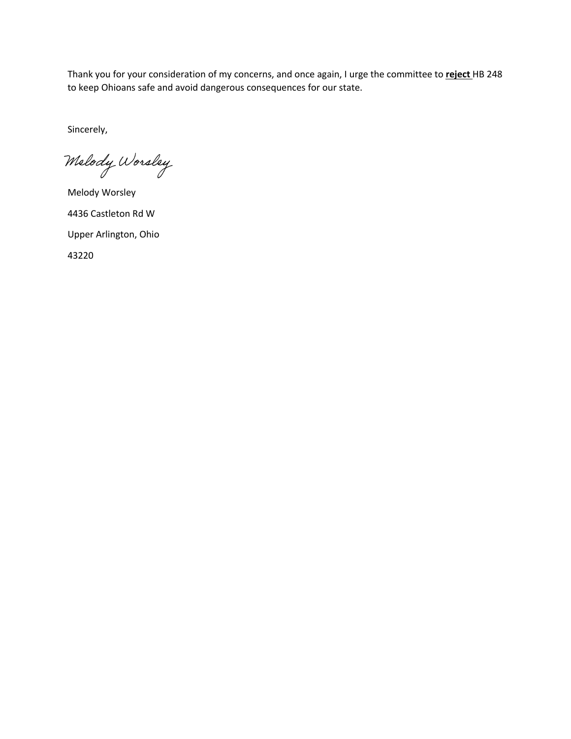Thank you for your consideration of my concerns, and once again, I urge the committee to **reject** HB 248 to keep Ohioans safe and avoid dangerous consequences for our state.

Sincerely,

Melody Worsley

Melody Worsley

4436 Castleton Rd W

Upper Arlington, Ohio

43220